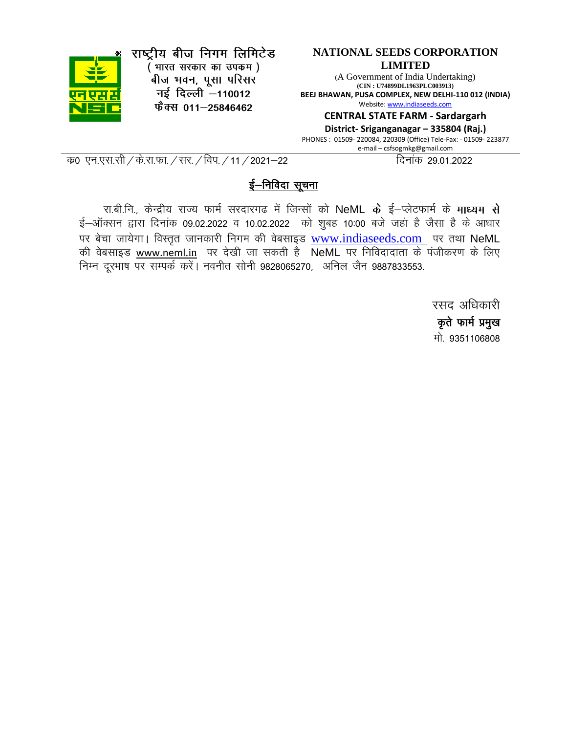# राष्ट्रीय बीज निगम लिमिटेड

( भारत सरकार का उपक्रम )
बीज भवन, पूसा परिसर
नई दिल्ली –110012
फैक्स 011–25846462

# NATIONAL SEEDS CORPORATION LIMITED

(A Government of India Undertaking)
**(CIN : U74899DL1963PLC003913)**
**BEEJ BHAWAN, PUSA COMPLEX, NEW DELHI-110 012 (INDIA)**
Website: www.indiaseeds.com

**CENTRAL STATE FARM - Sardargarh**
**District- Sriganganagar – 335804 (Raj.)**
PHONES : 01509- 220084, 220309 (Office) Tele-Fax: - 01509- 223877
e-mail – csfsogmkg@gmail.com

क्र0 एन.एस.सी / के.रा.फा. / सर. / विप. / 11 / 2021–22 दिनांक 29.01.2022

## ई–निविदा सूचना

रा.बी.नि., केन्द्रीय राज्य फार्म सरदारगढ में जिन्सों को NeML **के** ई–प्लेटफार्म के **माध्यम से** ई–ऑक्सन द्वारा दिनांक 09.02.2022 व 10.02.2022 को शुबह 10:00 बजे जहां है जैसा है के आधार पर बेचा जायेगा। विस्तृत जानकारी निगम की वेबसाइड www.indiaseeds.com पर तथा NeML की वेबसाइड www.neml.in पर देखी जा सकती है NeML पर निविदादाता के पंजीकरण के लिए निम्न दूरभाष पर सम्पर्क करें। नवनीत सोनी 9828065270, अनिल जैन 9887833553.

रसद अधिकारी
**कृते फार्म प्रमुख**
मो. 9351106808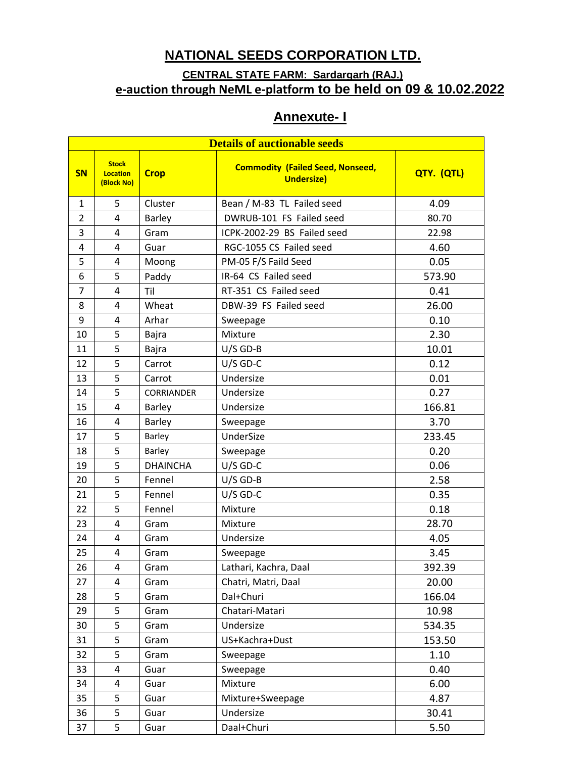# NATIONAL SEEDS CORPORATION LTD.

### CENTRAL STATE FARM: Sardargarh (RAJ.)

### e-auction through NeML e-platform to be held on 09 & 10.02.2022

## Annexute- I

| Details of auctionable seeds | | | | |
|---|---|---|---|---|
| **SN** | **Stock Location (Block No)** | **Crop** | **Commodity (Failed Seed, Nonseed, Undersize)** | **QTY. (QTL)** |
| 1 | 5 | Cluster | Bean / M-83 TL Failed seed | 4.09 |
| 2 | 4 | Barley | DWRUB-101 FS Failed seed | 80.70 |
| 3 | 4 | Gram | ICPK-2002-29 BS Failed seed | 22.98 |
| 4 | 4 | Guar | RGC-1055 CS Failed seed | 4.60 |
| 5 | 4 | Moong | PM-05 F/S Faild Seed | 0.05 |
| 6 | 5 | Paddy | IR-64 CS Failed seed | 573.90 |
| 7 | 4 | Til | RT-351 CS Failed seed | 0.41 |
| 8 | 4 | Wheat | DBW-39 FS Failed seed | 26.00 |
| 9 | 4 | Arhar | Sweepage | 0.10 |
| 10 | 5 | Bajra | Mixture | 2.30 |
| 11 | 5 | Bajra | U/S GD-B | 10.01 |
| 12 | 5 | Carrot | U/S GD-C | 0.12 |
| 13 | 5 | Carrot | Undersize | 0.01 |
| 14 | 5 | CORRIANDER | Undersize | 0.27 |
| 15 | 4 | Barley | Undersize | 166.81 |
| 16 | 4 | Barley | Sweepage | 3.70 |
| 17 | 5 | Barley | UnderSize | 233.45 |
| 18 | 5 | Barley | Sweepage | 0.20 |
| 19 | 5 | DHAINCHA | U/S GD-C | 0.06 |
| 20 | 5 | Fennel | U/S GD-B | 2.58 |
| 21 | 5 | Fennel | U/S GD-C | 0.35 |
| 22 | 5 | Fennel | Mixture | 0.18 |
| 23 | 4 | Gram | Mixture | 28.70 |
| 24 | 4 | Gram | Undersize | 4.05 |
| 25 | 4 | Gram | Sweepage | 3.45 |
| 26 | 4 | Gram | Lathari, Kachra, Daal | 392.39 |
| 27 | 4 | Gram | Chatri, Matri, Daal | 20.00 |
| 28 | 5 | Gram | Dal+Churi | 166.04 |
| 29 | 5 | Gram | Chatari-Matari | 10.98 |
| 30 | 5 | Gram | Undersize | 534.35 |
| 31 | 5 | Gram | US+Kachra+Dust | 153.50 |
| 32 | 5 | Gram | Sweepage | 1.10 |
| 33 | 4 | Guar | Sweepage | 0.40 |
| 34 | 4 | Guar | Mixture | 6.00 |
| 35 | 5 | Guar | Mixture+Sweepage | 4.87 |
| 36 | 5 | Guar | Undersize | 30.41 |
| 37 | 5 | Guar | Daal+Churi | 5.50 |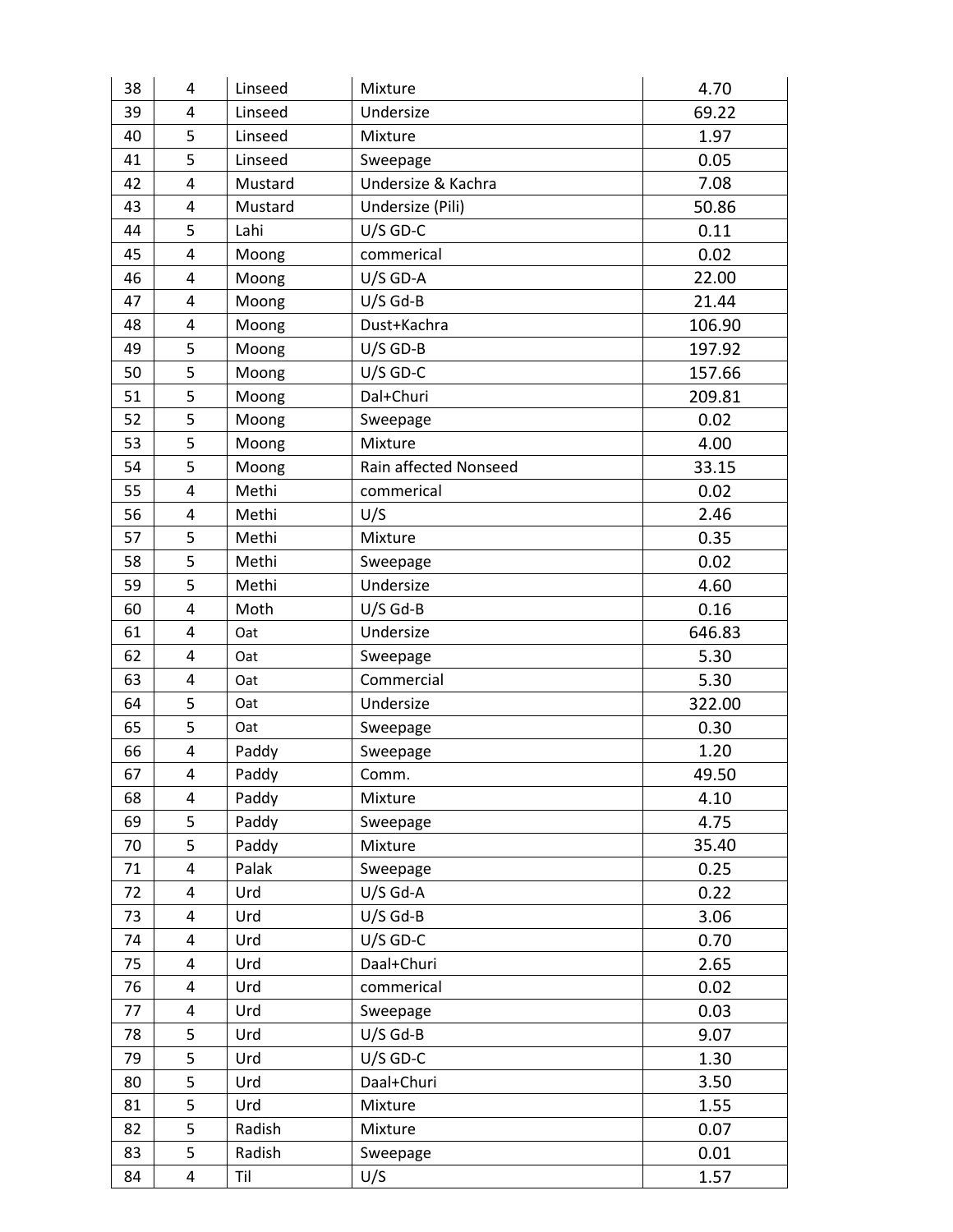| | | | | |
|---|---|---|---|---|
| 38 | 4 | Linseed | Mixture | 4.70 |
| 39 | 4 | Linseed | Undersize | 69.22 |
| 40 | 5 | Linseed | Mixture | 1.97 |
| 41 | 5 | Linseed | Sweepage | 0.05 |
| 42 | 4 | Mustard | Undersize & Kachra | 7.08 |
| 43 | 4 | Mustard | Undersize (Pili) | 50.86 |
| 44 | 5 | Lahi | U/S GD-C | 0.11 |
| 45 | 4 | Moong | commerical | 0.02 |
| 46 | 4 | Moong | U/S GD-A | 22.00 |
| 47 | 4 | Moong | U/S Gd-B | 21.44 |
| 48 | 4 | Moong | Dust+Kachra | 106.90 |
| 49 | 5 | Moong | U/S GD-B | 197.92 |
| 50 | 5 | Moong | U/S GD-C | 157.66 |
| 51 | 5 | Moong | Dal+Churi | 209.81 |
| 52 | 5 | Moong | Sweepage | 0.02 |
| 53 | 5 | Moong | Mixture | 4.00 |
| 54 | 5 | Moong | Rain affected Nonseed | 33.15 |
| 55 | 4 | Methi | commerical | 0.02 |
| 56 | 4 | Methi | U/S | 2.46 |
| 57 | 5 | Methi | Mixture | 0.35 |
| 58 | 5 | Methi | Sweepage | 0.02 |
| 59 | 5 | Methi | Undersize | 4.60 |
| 60 | 4 | Moth | U/S Gd-B | 0.16 |
| 61 | 4 | Oat | Undersize | 646.83 |
| 62 | 4 | Oat | Sweepage | 5.30 |
| 63 | 4 | Oat | Commercial | 5.30 |
| 64 | 5 | Oat | Undersize | 322.00 |
| 65 | 5 | Oat | Sweepage | 0.30 |
| 66 | 4 | Paddy | Sweepage | 1.20 |
| 67 | 4 | Paddy | Comm. | 49.50 |
| 68 | 4 | Paddy | Mixture | 4.10 |
| 69 | 5 | Paddy | Sweepage | 4.75 |
| 70 | 5 | Paddy | Mixture | 35.40 |
| 71 | 4 | Palak | Sweepage | 0.25 |
| 72 | 4 | Urd | U/S Gd-A | 0.22 |
| 73 | 4 | Urd | U/S Gd-B | 3.06 |
| 74 | 4 | Urd | U/S GD-C | 0.70 |
| 75 | 4 | Urd | Daal+Churi | 2.65 |
| 76 | 4 | Urd | commerical | 0.02 |
| 77 | 4 | Urd | Sweepage | 0.03 |
| 78 | 5 | Urd | U/S Gd-B | 9.07 |
| 79 | 5 | Urd | U/S GD-C | 1.30 |
| 80 | 5 | Urd | Daal+Churi | 3.50 |
| 81 | 5 | Urd | Mixture | 1.55 |
| 82 | 5 | Radish | Mixture | 0.07 |
| 83 | 5 | Radish | Sweepage | 0.01 |
| 84 | 4 | Til | U/S | 1.57 |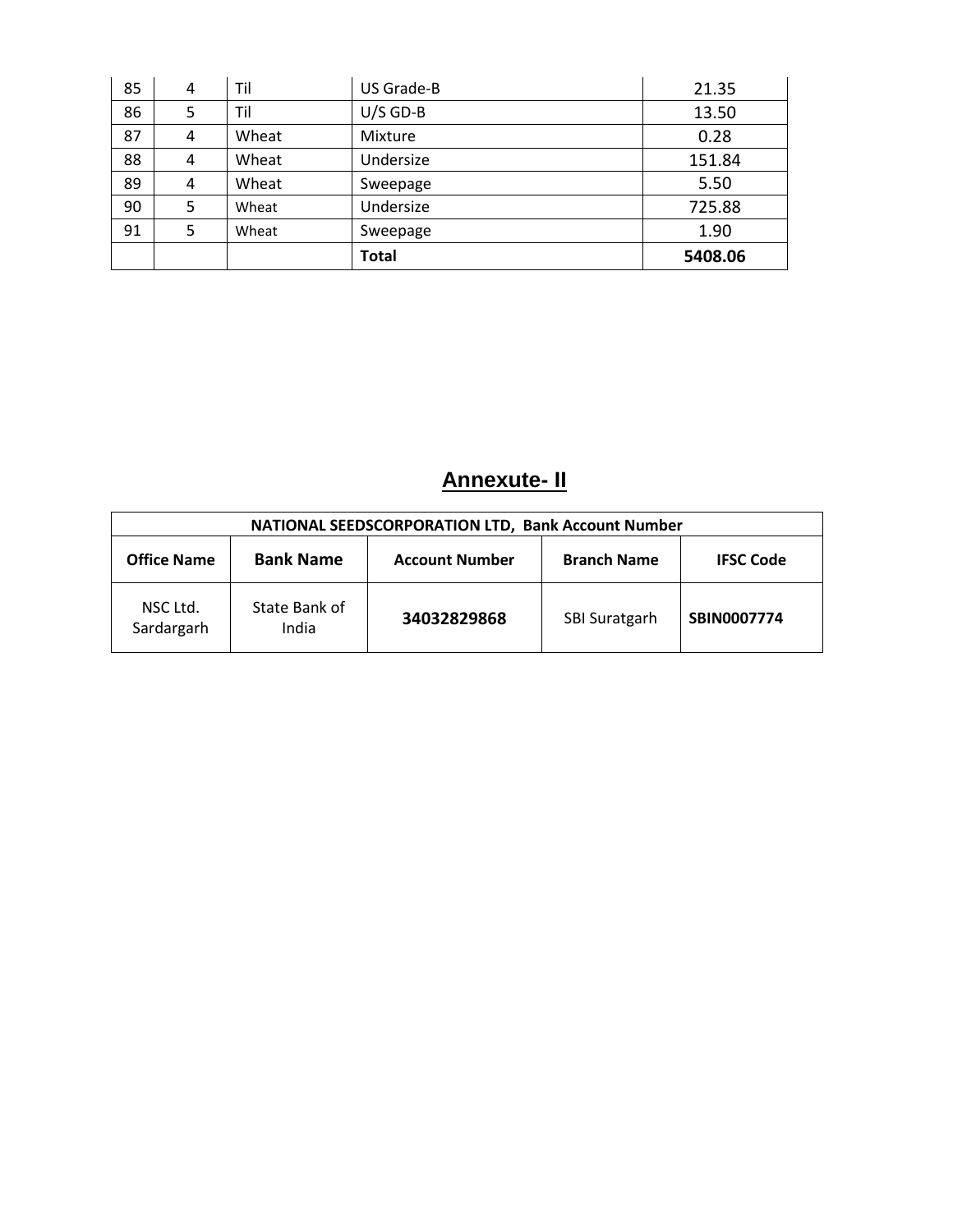| | | | | |
|---|---|---|---|---|
| 85 | 4 | Til | US Grade-B | 21.35 |
| 86 | 5 | Til | U/S GD-B | 13.50 |
| 87 | 4 | Wheat | Mixture | 0.28 |
| 88 | 4 | Wheat | Undersize | 151.84 |
| 89 | 4 | Wheat | Sweepage | 5.50 |
| 90 | 5 | Wheat | Undersize | 725.88 |
| 91 | 5 | Wheat | Sweepage | 1.90 |
| | | | **Total** | **5408.06** |

## Annexute- II

| NATIONAL SEEDSCORPORATION LTD, Bank Account Number | | | | |
|---|---|---|---|---|
| **Office Name** | **Bank Name** | **Account Number** | **Branch Name** | **IFSC Code** |
| NSC Ltd. Sardargarh | State Bank of India | **34032829868** | SBI Suratgarh | **SBIN0007774** |